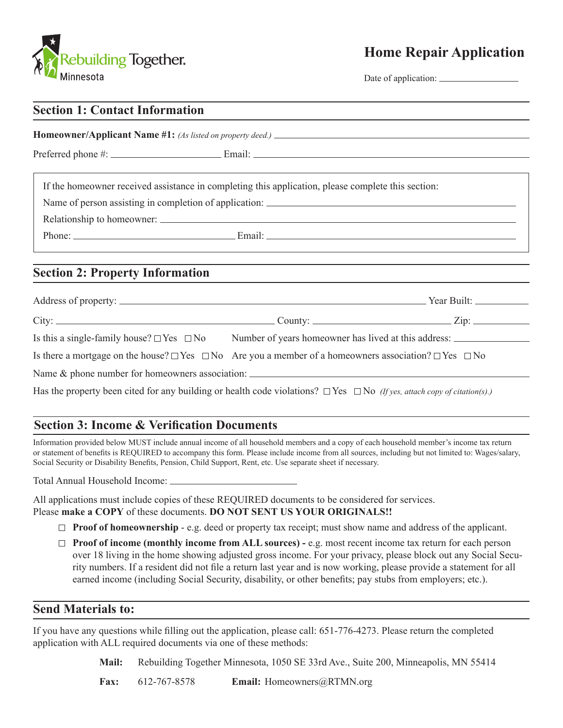Rebuilding Together.
Minnesota

# Home Repair Application

Date of application: ________________

## Section 1: Contact Information

**Homeowner/Applicant Name #1:** *(As listed on property deed.)* ________________________________

Preferred phone #: ____________________ Email: ________________________________

If the homeowner received assistance in completing this application, please complete this section:

Name of person assisting in completion of application: ________________________________

Relationship to homeowner: ________________________________

Phone: ____________________ Email: ________________________________

## Section 2: Property Information

Address of property: ________________________________ Year Built: __________

City: ____________________ County: ____________________ Zip: __________

Is this a single-family house? ☐ Yes ☐ No Number of years homeowner has lived at this address: __________

Is there a mortgage on the house? ☐ Yes ☐ No Are you a member of a homeowners association? ☐ Yes ☐ No

Name & phone number for homeowners association: ________________________________

Has the property been cited for any building or health code violations? ☐ Yes ☐ No *(If yes, attach copy of citation(s).)*

## Section 3: Income & Verification Documents

Information provided below MUST include annual income of all household members and a copy of each household member's income tax return or statement of benefits is REQUIRED to accompany this form. Please include income from all sources, including but not limited to: Wages/salary, Social Security or Disability Benefits, Pension, Child Support, Rent, etc. Use separate sheet if necessary.

Total Annual Household Income: ____________________

All applications must include copies of these REQUIRED documents to be considered for services.
Please **make a COPY** of these documents. **DO NOT SENT US YOUR ORIGINALS!!**

- ☐ **Proof of homeownership** - e.g. deed or property tax receipt; must show name and address of the applicant.
- ☐ **Proof of income (monthly income from ALL sources) -** e.g. most recent income tax return for each person over 18 living in the home showing adjusted gross income. For your privacy, please block out any Social Security numbers. If a resident did not file a return last year and is now working, please provide a statement for all earned income (including Social Security, disability, or other benefits; pay stubs from employers; etc.).

## Send Materials to:

If you have any questions while filling out the application, please call: 651-776-4273. Please return the completed application with ALL required documents via one of these methods:

**Mail:** Rebuilding Together Minnesota, 1050 SE 33rd Ave., Suite 200, Minneapolis, MN 55414

**Fax:** 612-767-8578 **Email:** Homeowners@RTMN.org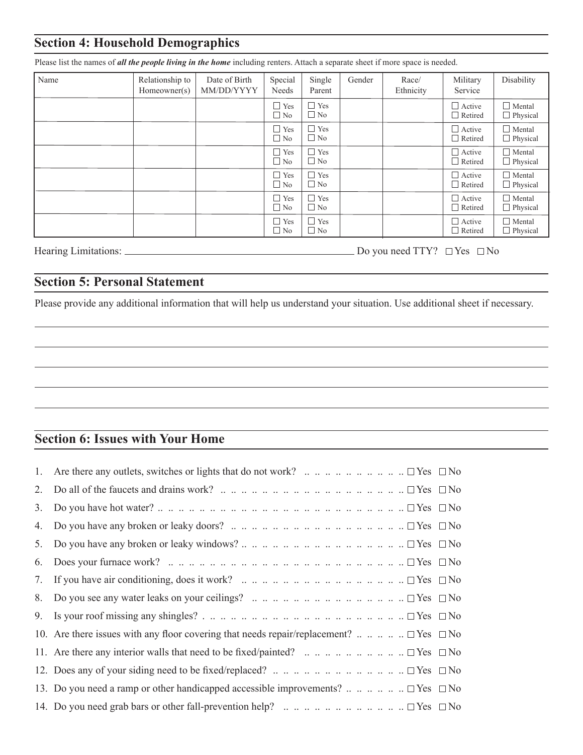## Section 4: Household Demographics

Please list the names of ***all the people living in the home*** including renters. Attach a separate sheet if more space is needed.

| Name | Relationship to Homeowner(s) | Date of Birth MM/DD/YYYY | Special Needs | Single Parent | Gender | Race/ Ethnicity | Military Service | Disability |
|---|---|---|---|---|---|---|---|---|
| | | | ☐ Yes ☐ No | ☐ Yes ☐ No | | | ☐ Active ☐ Retired | ☐ Mental ☐ Physical |
| | | | ☐ Yes ☐ No | ☐ Yes ☐ No | | | ☐ Active ☐ Retired | ☐ Mental ☐ Physical |
| | | | ☐ Yes ☐ No | ☐ Yes ☐ No | | | ☐ Active ☐ Retired | ☐ Mental ☐ Physical |
| | | | ☐ Yes ☐ No | ☐ Yes ☐ No | | | ☐ Active ☐ Retired | ☐ Mental ☐ Physical |
| | | | ☐ Yes ☐ No | ☐ Yes ☐ No | | | ☐ Active ☐ Retired | ☐ Mental ☐ Physical |
| | | | ☐ Yes ☐ No | ☐ Yes ☐ No | | | ☐ Active ☐ Retired | ☐ Mental ☐ Physical |

Hearing Limitations: \_\_\_\_\_\_\_\_\_\_\_\_\_\_\_\_\_\_\_\_\_\_\_\_\_\_\_\_\_\_\_\_\_\_\_\_ Do you need TTY? ☐ Yes ☐ No

## Section 5: Personal Statement

Please provide any additional information that will help us understand your situation. Use additional sheet if necessary.

## Section 6: Issues with Your Home

1. Are there any outlets, switches or lights that do not work? .. .. .. .. .. .. .. .. .. .. ☐ Yes ☐ No
2. Do all of the faucets and drains work? .. .. .. .. .. .. .. .. .. .. .. .. .. .. .. .. .. .. .. ☐ Yes ☐ No
3. Do you have hot water? .. .. .. .. .. .. .. .. .. .. .. .. .. .. .. .. .. .. .. .. .. .. .. .. .. ☐ Yes ☐ No
4. Do you have any broken or leaky doors? .. .. .. .. .. .. .. .. .. .. .. .. .. .. .. .. .. .. ☐ Yes ☐ No
5. Do you have any broken or leaky windows? .. .. .. .. .. .. .. .. .. .. .. .. .. .. .. .. ☐ Yes ☐ No
6. Does your furnace work? .. .. .. .. .. .. .. .. .. .. .. .. .. .. .. .. .. .. .. .. .. .. .. .. ☐ Yes ☐ No
7. If you have air conditioning, does it work? .. .. .. .. .. .. .. .. .. .. .. .. .. .. .. .. ☐ Yes ☐ No
8. Do you see any water leaks on your ceilings? .. .. .. .. .. .. .. .. .. .. .. .. .. .. .. ☐ Yes ☐ No
9. Is your roof missing any shingles? . .. .. .. .. .. .. .. .. .. .. .. .. .. .. .. .. .. .. .. .. ☐ Yes ☐ No
10. Are there issues with any floor covering that needs repair/replacement? .. .. .. .. .. ☐ Yes ☐ No
11. Are there any interior walls that need to be fixed/painted? .. .. .. .. .. .. .. .. .. .. ☐ Yes ☐ No
12. Does any of your siding need to be fixed/replaced? .. .. .. .. .. .. .. .. .. .. .. .. .. ☐ Yes ☐ No
13. Do you need a ramp or other handicapped accessible improvements? .. .. .. .. .. .. ☐ Yes ☐ No
14. Do you need grab bars or other fall-prevention help? .. .. .. .. .. .. .. .. .. .. .. .. ☐ Yes ☐ No